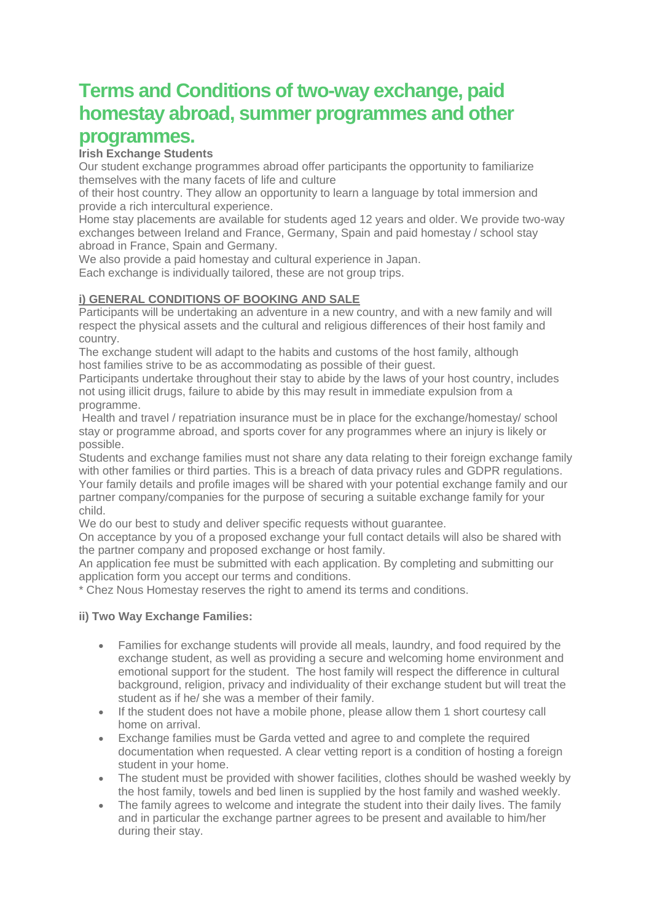# Terms and Conditions of two-way exchange, paid homestay abroad, summer programmes and other programmes.

**Irish Exchange Students**

Our student exchange programmes abroad offer participants the opportunity to familiarize themselves with the many facets of life and culture of their host country. They allow an opportunity to learn a language by total immersion and provide a rich intercultural experience.

Home stay placements are available for students aged 12 years and older. We provide two-way exchanges between Ireland and France, Germany, Spain and paid homestay / school stay abroad in France, Spain and Germany.

We also provide a paid homestay and cultural experience in Japan.

Each exchange is individually tailored, these are not group trips.

**i) GENERAL CONDITIONS OF BOOKING AND SALE**

Participants will be undertaking an adventure in a new country, and with a new family and will respect the physical assets and the cultural and religious differences of their host family and country.

The exchange student will adapt to the habits and customs of the host family, although host families strive to be as accommodating as possible of their guest.

Participants undertake throughout their stay to abide by the laws of your host country, includes not using illicit drugs, failure to abide by this may result in immediate expulsion from a programme.

Health and travel / repatriation insurance must be in place for the exchange/homestay/ school stay or programme abroad, and sports cover for any programmes where an injury is likely or possible.

Students and exchange families must not share any data relating to their foreign exchange family with other families or third parties. This is a breach of data privacy rules and GDPR regulations. Your family details and profile images will be shared with your potential exchange family and our partner company/companies for the purpose of securing a suitable exchange family for your child.

We do our best to study and deliver specific requests without guarantee.

On acceptance by you of a proposed exchange your full contact details will also be shared with the partner company and proposed exchange or host family.

An application fee must be submitted with each application. By completing and submitting our application form you accept our terms and conditions.

* Chez Nous Homestay reserves the right to amend its terms and conditions.

**ii) Two Way Exchange Families:**

- Families for exchange students will provide all meals, laundry, and food required by the exchange student, as well as providing a secure and welcoming home environment and emotional support for the student. The host family will respect the difference in cultural background, religion, privacy and individuality of their exchange student but will treat the student as if he/ she was a member of their family.
- If the student does not have a mobile phone, please allow them 1 short courtesy call home on arrival.
- Exchange families must be Garda vetted and agree to and complete the required documentation when requested. A clear vetting report is a condition of hosting a foreign student in your home.
- The student must be provided with shower facilities, clothes should be washed weekly by the host family, towels and bed linen is supplied by the host family and washed weekly.
- The family agrees to welcome and integrate the student into their daily lives. The family and in particular the exchange partner agrees to be present and available to him/her during their stay.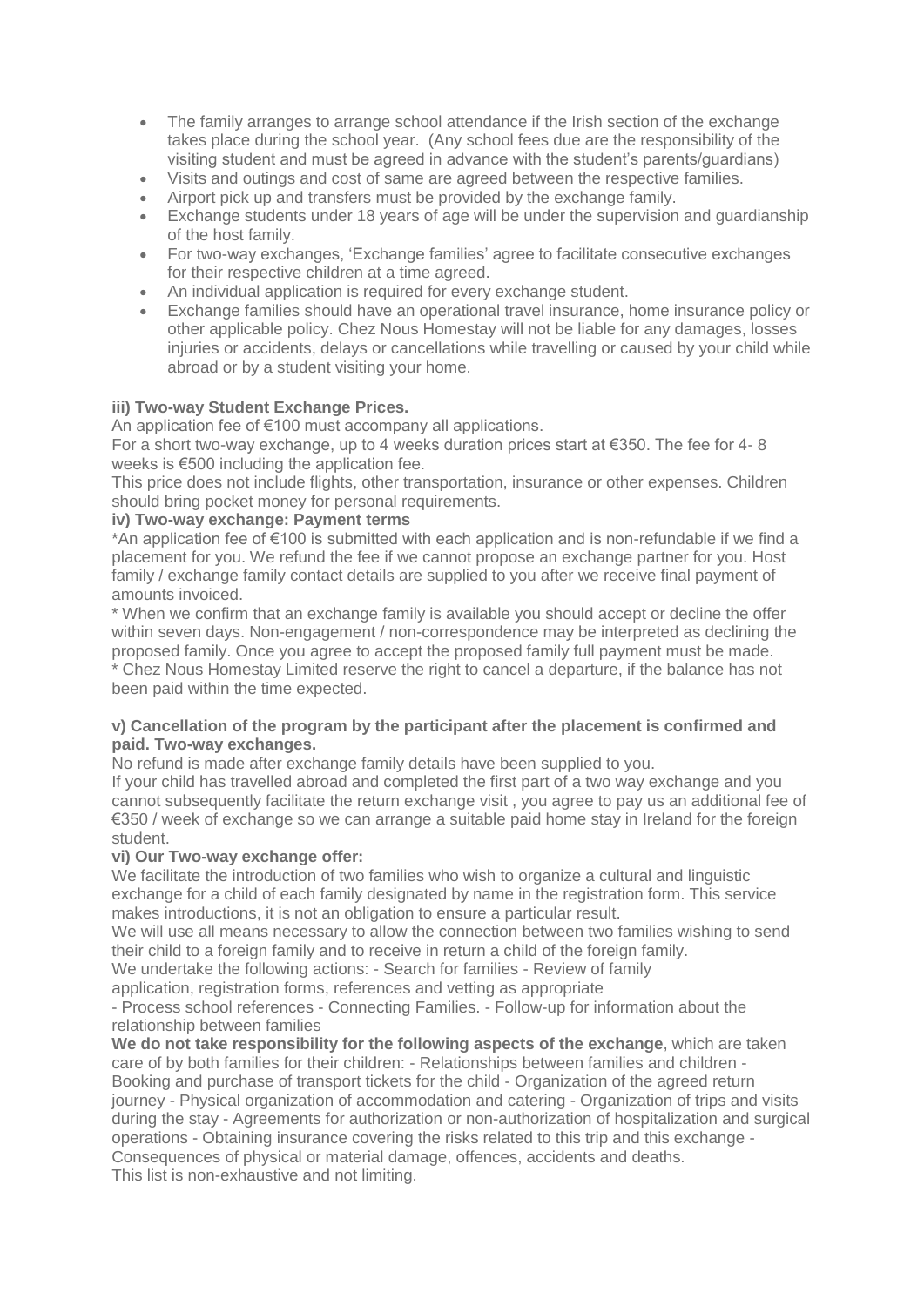- The family arranges to arrange school attendance if the Irish section of the exchange takes place during the school year. (Any school fees due are the responsibility of the visiting student and must be agreed in advance with the student's parents/guardians)
- Visits and outings and cost of same are agreed between the respective families.
- Airport pick up and transfers must be provided by the exchange family.
- Exchange students under 18 years of age will be under the supervision and guardianship of the host family.
- For two-way exchanges, 'Exchange families' agree to facilitate consecutive exchanges for their respective children at a time agreed.
- An individual application is required for every exchange student.
- Exchange families should have an operational travel insurance, home insurance policy or other applicable policy. Chez Nous Homestay will not be liable for any damages, losses injuries or accidents, delays or cancellations while travelling or caused by your child while abroad or by a student visiting your home.

**iii) Two-way Student Exchange Prices.**

An application fee of €100 must accompany all applications.

For a short two-way exchange, up to 4 weeks duration prices start at €350. The fee for 4- 8 weeks is €500 including the application fee.

This price does not include flights, other transportation, insurance or other expenses. Children should bring pocket money for personal requirements.

**iv) Two-way exchange: Payment terms**

*An application fee of €100 is submitted with each application and is non-refundable if we find a placement for you. We refund the fee if we cannot propose an exchange partner for you. Host family / exchange family contact details are supplied to you after we receive final payment of amounts invoiced.

* When we confirm that an exchange family is available you should accept or decline the offer within seven days. Non-engagement / non-correspondence may be interpreted as declining the proposed family. Once you agree to accept the proposed family full payment must be made.

* Chez Nous Homestay Limited reserve the right to cancel a departure, if the balance has not been paid within the time expected.

**v) Cancellation of the program by the participant after the placement is confirmed and paid. Two-way exchanges.**

No refund is made after exchange family details have been supplied to you.

If your child has travelled abroad and completed the first part of a two way exchange and you cannot subsequently facilitate the return exchange visit , you agree to pay us an additional fee of €350 / week of exchange so we can arrange a suitable paid home stay in Ireland for the foreign student.

**vi) Our Two-way exchange offer:**

We facilitate the introduction of two families who wish to organize a cultural and linguistic exchange for a child of each family designated by name in the registration form. This service makes introductions, it is not an obligation to ensure a particular result.

We will use all means necessary to allow the connection between two families wishing to send their child to a foreign family and to receive in return a child of the foreign family.

We undertake the following actions: - Search for families - Review of family application, registration forms, references and vetting as appropriate

- Process school references - Connecting Families. - Follow-up for information about the relationship between families

**We do not take responsibility for the following aspects of the exchange**, which are taken care of by both families for their children: - Relationships between families and children - Booking and purchase of transport tickets for the child - Organization of the agreed return journey - Physical organization of accommodation and catering - Organization of trips and visits during the stay - Agreements for authorization or non-authorization of hospitalization and surgical operations - Obtaining insurance covering the risks related to this trip and this exchange - Consequences of physical or material damage, offences, accidents and deaths.

This list is non-exhaustive and not limiting.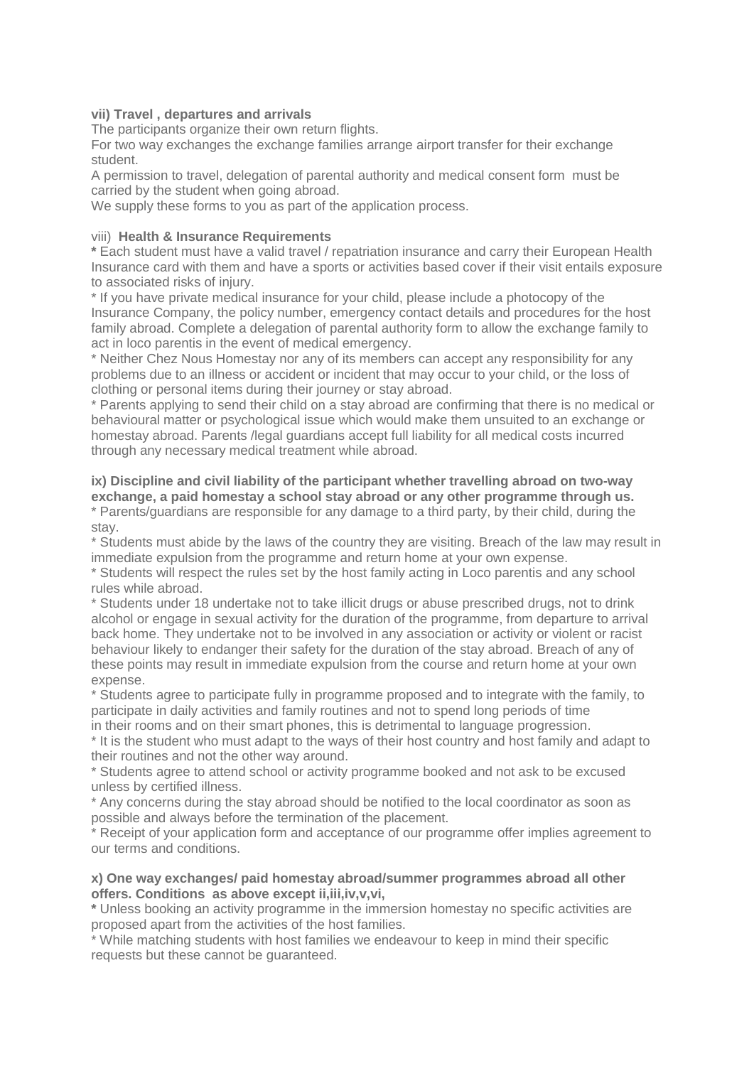**vii) Travel , departures and arrivals**

The participants organize their own return flights.

For two way exchanges the exchange families arrange airport transfer for their exchange student.

A permission to travel, delegation of parental authority and medical consent form must be carried by the student when going abroad.

We supply these forms to you as part of the application process.

viii) **Health & Insurance Requirements**

**\*** Each student must have a valid travel / repatriation insurance and carry their European Health Insurance card with them and have a sports or activities based cover if their visit entails exposure to associated risks of injury.

\* If you have private medical insurance for your child, please include a photocopy of the Insurance Company, the policy number, emergency contact details and procedures for the host family abroad. Complete a delegation of parental authority form to allow the exchange family to act in loco parentis in the event of medical emergency.

\* Neither Chez Nous Homestay nor any of its members can accept any responsibility for any problems due to an illness or accident or incident that may occur to your child, or the loss of clothing or personal items during their journey or stay abroad.

\* Parents applying to send their child on a stay abroad are confirming that there is no medical or behavioural matter or psychological issue which would make them unsuited to an exchange or homestay abroad. Parents /legal guardians accept full liability for all medical costs incurred through any necessary medical treatment while abroad.

**ix) Discipline and civil liability of the participant whether travelling abroad on two-way exchange, a paid homestay a school stay abroad or any other programme through us.**

\* Parents/guardians are responsible for any damage to a third party, by their child, during the stay.

\* Students must abide by the laws of the country they are visiting. Breach of the law may result in immediate expulsion from the programme and return home at your own expense.

\* Students will respect the rules set by the host family acting in Loco parentis and any school rules while abroad.

\* Students under 18 undertake not to take illicit drugs or abuse prescribed drugs, not to drink alcohol or engage in sexual activity for the duration of the programme, from departure to arrival back home. They undertake not to be involved in any association or activity or violent or racist behaviour likely to endanger their safety for the duration of the stay abroad. Breach of any of these points may result in immediate expulsion from the course and return home at your own expense.

\* Students agree to participate fully in programme proposed and to integrate with the family, to participate in daily activities and family routines and not to spend long periods of time in their rooms and on their smart phones, this is detrimental to language progression.

\* It is the student who must adapt to the ways of their host country and host family and adapt to their routines and not the other way around.

\* Students agree to attend school or activity programme booked and not ask to be excused unless by certified illness.

\* Any concerns during the stay abroad should be notified to the local coordinator as soon as possible and always before the termination of the placement.

\* Receipt of your application form and acceptance of our programme offer implies agreement to our terms and conditions.

**x) One way exchanges/ paid homestay abroad/summer programmes abroad all other offers. Conditions as above except ii,iii,iv,v,vi,**

**\*** Unless booking an activity programme in the immersion homestay no specific activities are proposed apart from the activities of the host families.

\* While matching students with host families we endeavour to keep in mind their specific requests but these cannot be guaranteed.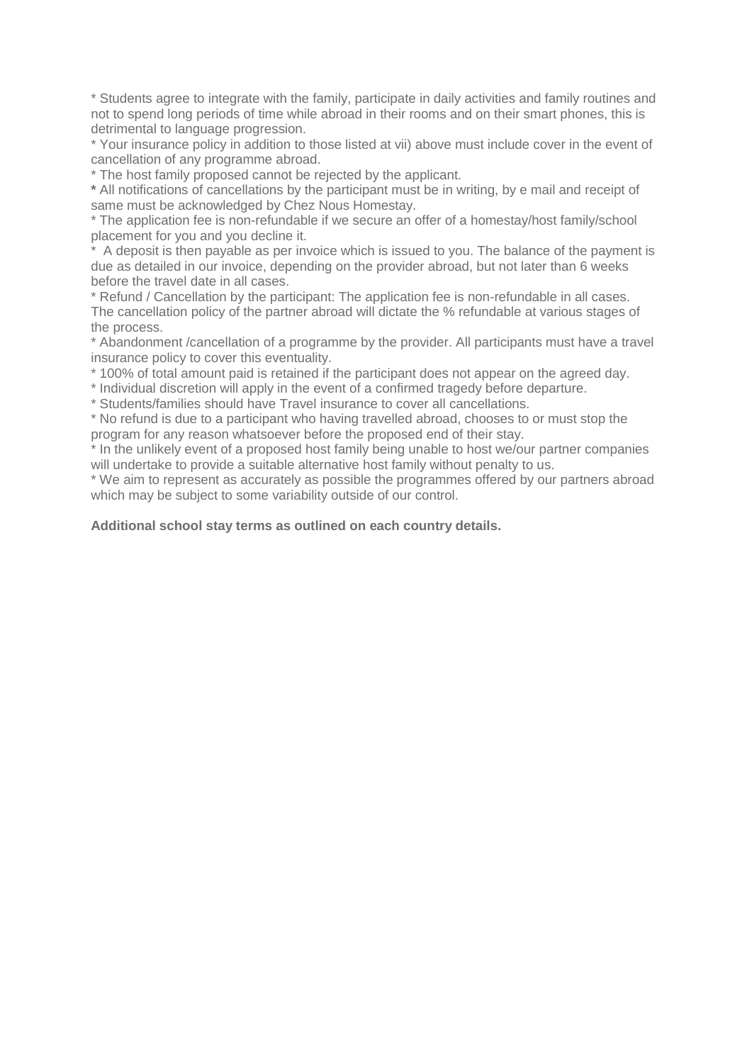* Students agree to integrate with the family, participate in daily activities and family routines and not to spend long periods of time while abroad in their rooms and on their smart phones, this is detrimental to language progression.
* Your insurance policy in addition to those listed at vii) above must include cover in the event of cancellation of any programme abroad.
* The host family proposed cannot be rejected by the applicant.
**\*** All notifications of cancellations by the participant must be in writing, by e mail and receipt of same must be acknowledged by Chez Nous Homestay.
* The application fee is non-refundable if we secure an offer of a homestay/host family/school placement for you and you decline it.
* A deposit is then payable as per invoice which is issued to you. The balance of the payment is due as detailed in our invoice, depending on the provider abroad, but not later than 6 weeks before the travel date in all cases.
* Refund / Cancellation by the participant: The application fee is non-refundable in all cases. The cancellation policy of the partner abroad will dictate the % refundable at various stages of the process.
* Abandonment /cancellation of a programme by the provider. All participants must have a travel insurance policy to cover this eventuality.
* 100% of total amount paid is retained if the participant does not appear on the agreed day.
* Individual discretion will apply in the event of a confirmed tragedy before departure.
* Students/families should have Travel insurance to cover all cancellations.
* No refund is due to a participant who having travelled abroad, chooses to or must stop the program for any reason whatsoever before the proposed end of their stay.
* In the unlikely event of a proposed host family being unable to host we/our partner companies will undertake to provide a suitable alternative host family without penalty to us.
* We aim to represent as accurately as possible the programmes offered by our partners abroad which may be subject to some variability outside of our control.

**Additional school stay terms as outlined on each country details.**